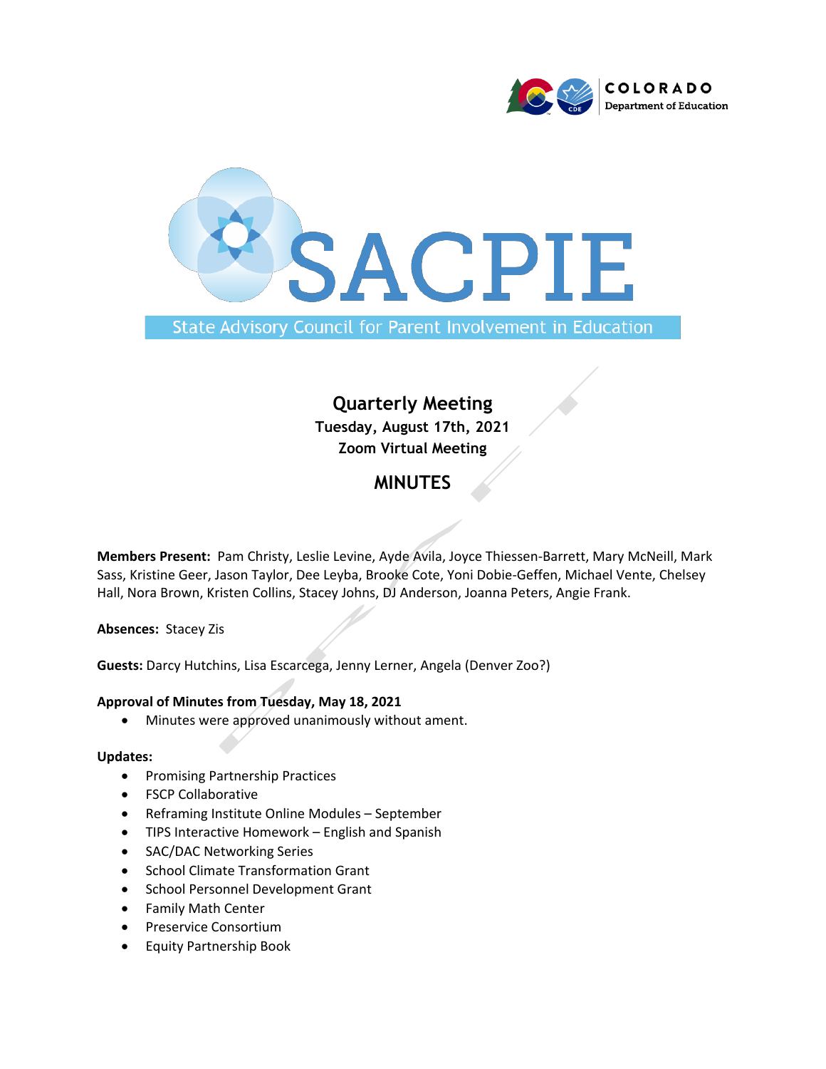# SACPIE

State Advisory Council for Parent Involvement in Education

## Quarterly Meeting

**Tuesday, August 17th, 2021**

**Zoom Virtual Meeting**

## MINUTES

**Members Present:** Pam Christy, Leslie Levine, Ayde Avila, Joyce Thiessen-Barrett, Mary McNeill, Mark Sass, Kristine Geer, Jason Taylor, Dee Leyba, Brooke Cote, Yoni Dobie-Geffen, Michael Vente, Chelsey Hall, Nora Brown, Kristen Collins, Stacey Johns, DJ Anderson, Joanna Peters, Angie Frank.

**Absences:** Stacey Zis

**Guests:** Darcy Hutchins, Lisa Escarcega, Jenny Lerner, Angela (Denver Zoo?)

**Approval of Minutes from Tuesday, May 18, 2021**

- Minutes were approved unanimously without ament.

**Updates:**

- Promising Partnership Practices
- FSCP Collaborative
- Reframing Institute Online Modules – September
- TIPS Interactive Homework – English and Spanish
- SAC/DAC Networking Series
- School Climate Transformation Grant
- School Personnel Development Grant
- Family Math Center
- Preservice Consortium
- Equity Partnership Book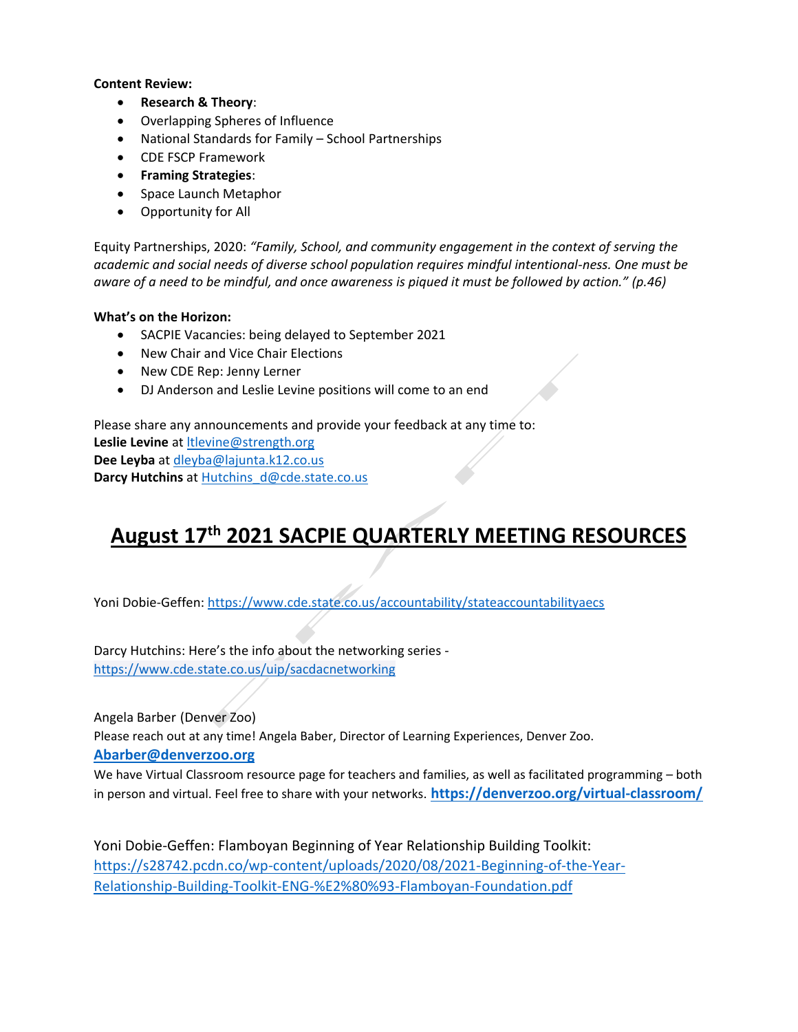**Content Review:**

- **Research & Theory**:
- Overlapping Spheres of Influence
- National Standards for Family – School Partnerships
- CDE FSCP Framework
- **Framing Strategies**:
- Space Launch Metaphor
- Opportunity for All

Equity Partnerships, 2020: *"Family, School, and community engagement in the context of serving the academic and social needs of diverse school population requires mindful intentional-ness. One must be aware of a need to be mindful, and once awareness is piqued it must be followed by action." (p.46)*

**What's on the Horizon:**

- SACPIE Vacancies: being delayed to September 2021
- New Chair and Vice Chair Elections
- New CDE Rep: Jenny Lerner
- DJ Anderson and Leslie Levine positions will come to an end

Please share any announcements and provide your feedback at any time to:
**Leslie Levine** at ltlevine@strength.org
**Dee Leyba** at dleyba@lajunta.k12.co.us
**Darcy Hutchins** at Hutchins_d@cde.state.co.us

# August 17th 2021 SACPIE QUARTERLY MEETING RESOURCES

Yoni Dobie-Geffen: https://www.cde.state.co.us/accountability/stateaccountabilityaecs

Darcy Hutchins: Here's the info about the networking series - https://www.cde.state.co.us/uip/sacdacnetworking

Angela Barber (Denver Zoo)
Please reach out at any time! Angela Baber, Director of Learning Experiences, Denver Zoo.
**Abarber@denverzoo.org**
We have Virtual Classroom resource page for teachers and families, as well as facilitated programming – both in person and virtual. Feel free to share with your networks. **https://denverzoo.org/virtual-classroom/**

Yoni Dobie-Geffen: Flamboyan Beginning of Year Relationship Building Toolkit: https://s28742.pcdn.co/wp-content/uploads/2020/08/2021-Beginning-of-the-Year-Relationship-Building-Toolkit-ENG-%E2%80%93-Flamboyan-Foundation.pdf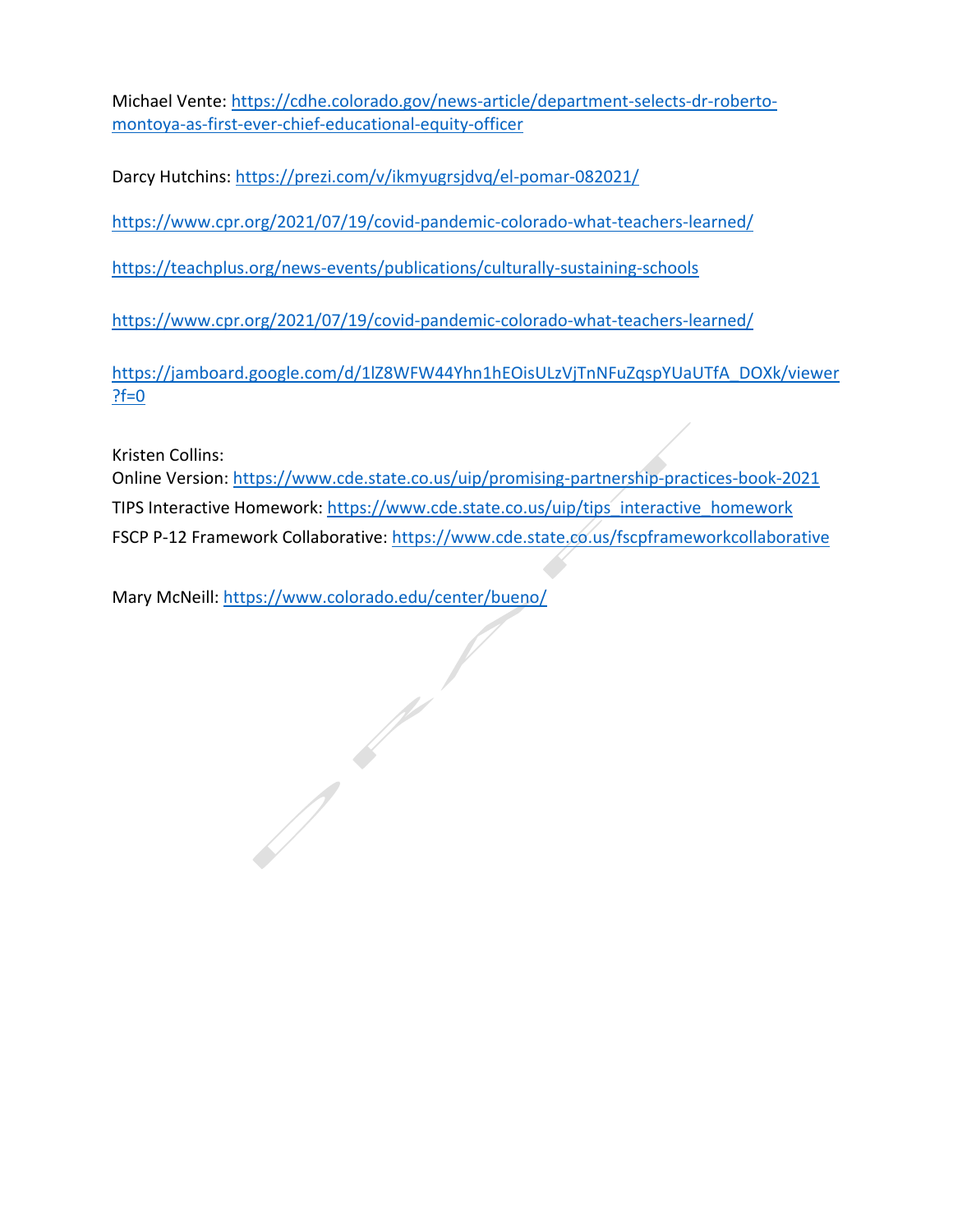Michael Vente: https://cdhe.colorado.gov/news-article/department-selects-dr-roberto-montoya-as-first-ever-chief-educational-equity-officer

Darcy Hutchins: https://prezi.com/v/ikmyugrsjdvq/el-pomar-082021/

https://www.cpr.org/2021/07/19/covid-pandemic-colorado-what-teachers-learned/

https://teachplus.org/news-events/publications/culturally-sustaining-schools

https://www.cpr.org/2021/07/19/covid-pandemic-colorado-what-teachers-learned/

https://jamboard.google.com/d/1lZ8WFW44Yhn1hEOisULzVjTnNFuZqspYUaUTfA_DOXk/viewer?f=0

Kristen Collins:
Online Version: https://www.cde.state.co.us/uip/promising-partnership-practices-book-2021
TIPS Interactive Homework: https://www.cde.state.co.us/uip/tips_interactive_homework
FSCP P-12 Framework Collaborative: https://www.cde.state.co.us/fscpframeworkcollaborative

Mary McNeill: https://www.colorado.edu/center/bueno/